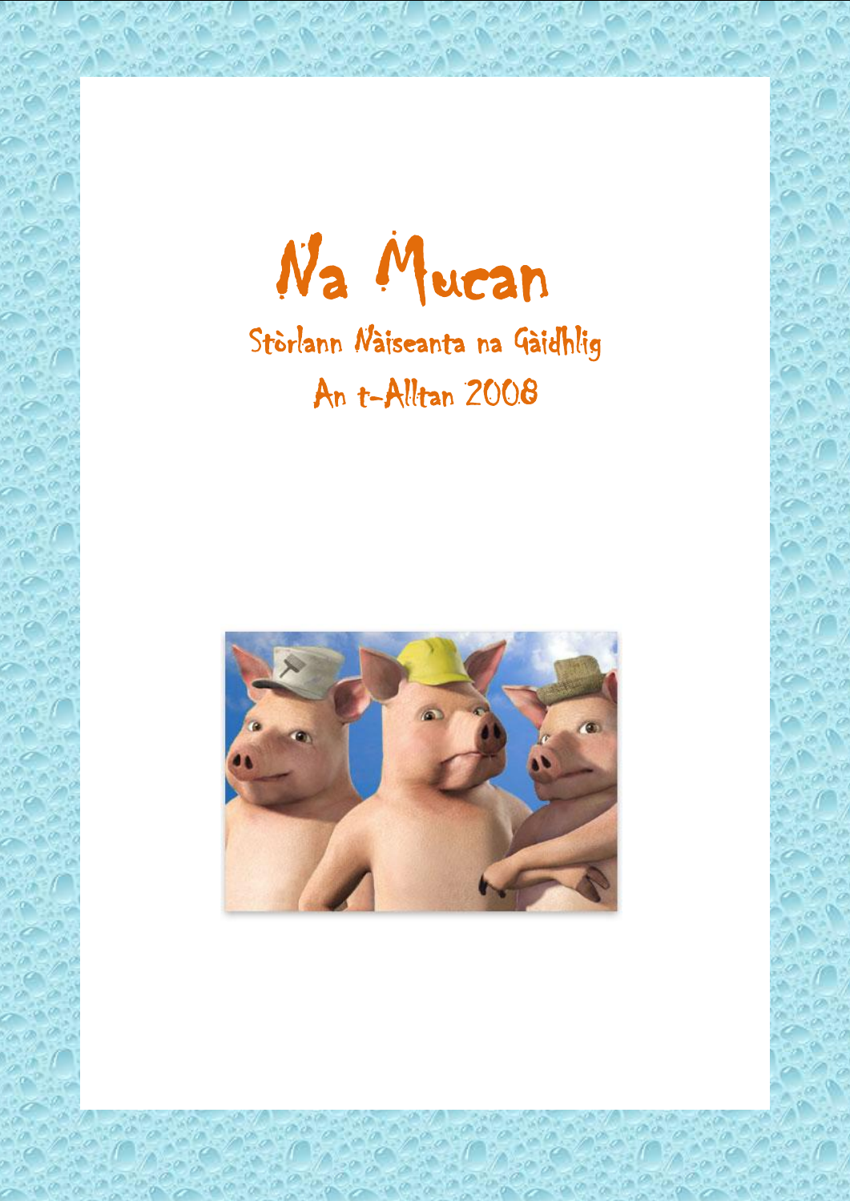# Na Mucan

Stòrlann Nàiseanta na Gàidhlig

An t-Alltan 2008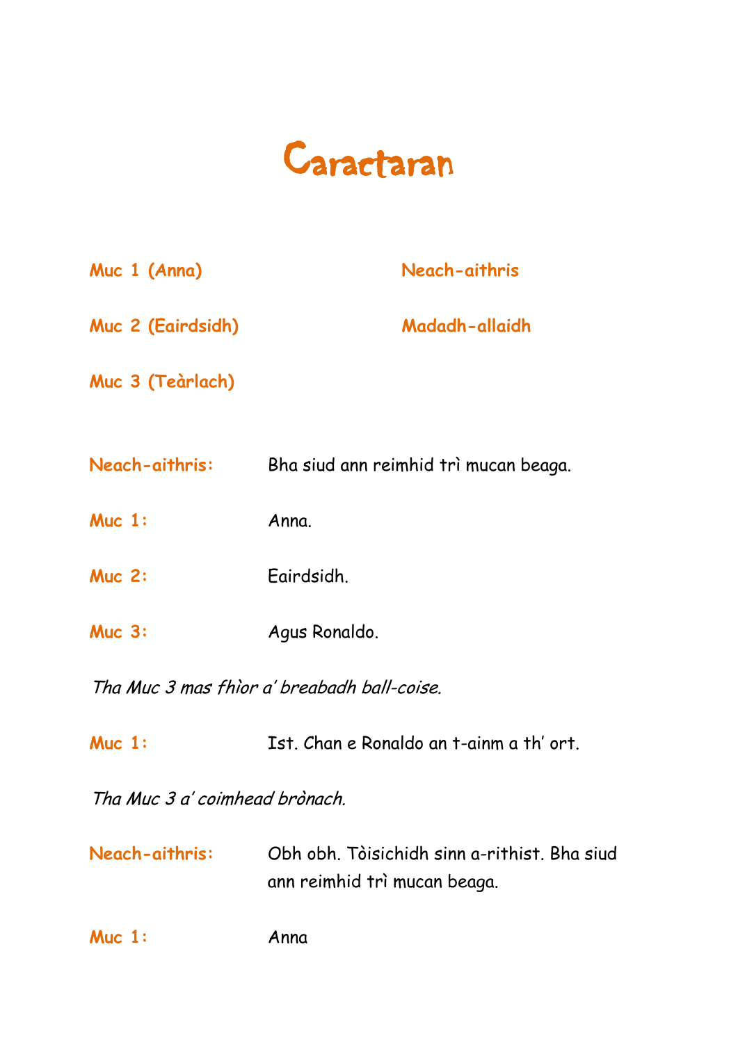# Caractaran

**Muc 1 (Anna)**

**Muc 2 (Eairdsidh)**

**Muc 3 (Teàrlach)**

**Neach-aithris**

**Madadh-allaidh**

**Neach-aithris:** Bha siud ann reimhid trì mucan beaga.

**Muc 1:** Anna.

**Muc 2:** Eairdsidh.

**Muc 3:** Agus Ronaldo.

*Tha Muc 3 mas fhìor a' breabadh ball-coise.*

**Muc 1:** Ist. Chan e Ronaldo an t-ainm a th' ort.

*Tha Muc 3 a' coimhead brònach.*

**Neach-aithris:** Obh obh. Tòisichidh sinn a-rithist. Bha siud ann reimhid trì mucan beaga.

**Muc 1:** Anna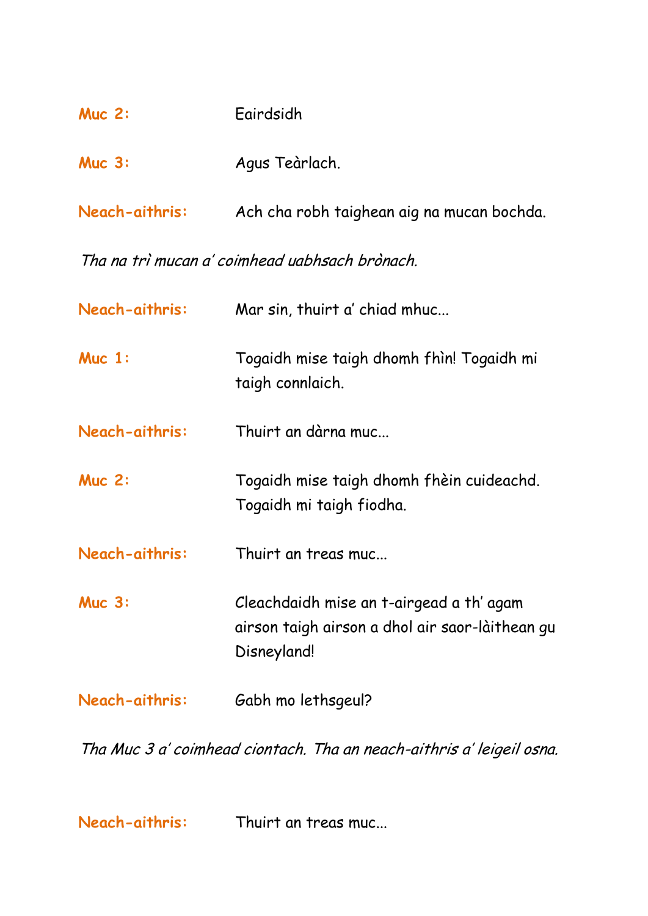**Muc 2:** Eairdsidh

**Muc 3:** Agus Teàrlach.

**Neach-aithris:** Ach cha robh taighean aig na mucan bochda.

*Tha na trì mucan a' coimhead uabhsach brònach.*

**Neach-aithris:** Mar sin, thuirt a' chiad mhuc...

**Muc 1:** Togaidh mise taigh dhomh fhìn! Togaidh mi taigh connlaich.

**Neach-aithris:** Thuirt an dàrna muc...

**Muc 2:** Togaidh mise taigh dhomh fhèin cuideachd. Togaidh mi taigh fiodha.

**Neach-aithris:** Thuirt an treas muc...

**Muc 3:** Cleachdaidh mise an t-airgead a th' agam airson taigh airson a dhol air saor-làithean gu Disneyland!

**Neach-aithris:** Gabh mo lethsgeul?

*Tha Muc 3 a' coimhead ciontach. Tha an neach-aithris a' leigeil osna.*

**Neach-aithris:** Thuirt an treas muc...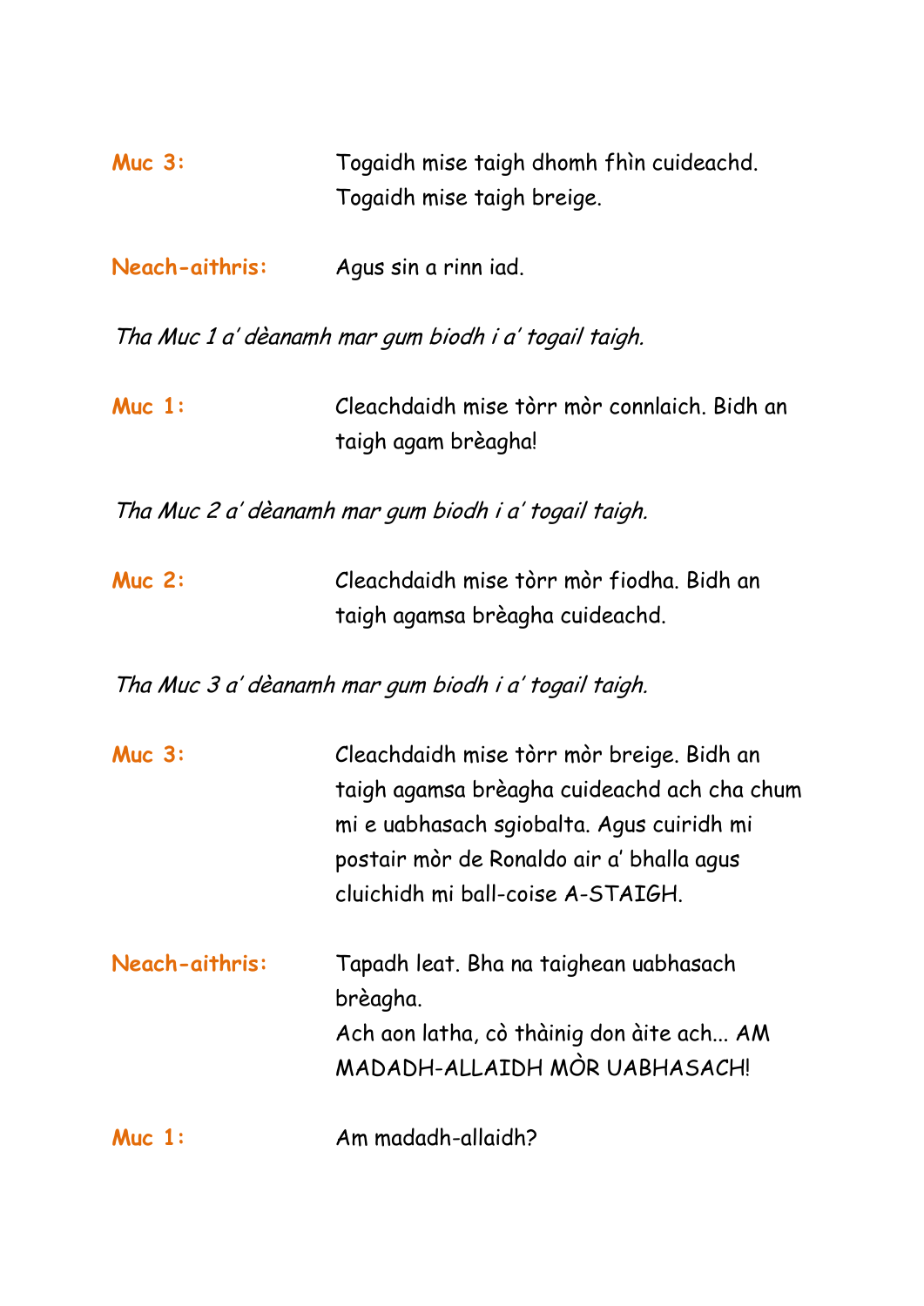**Muc 3:** Togaidh mise taigh dhomh fhìn cuideachd. Togaidh mise taigh breige.

**Neach-aithris:** Agus sin a rinn iad.

*Tha Muc 1 a' dèanamh mar gum biodh i a' togail taigh.*

**Muc 1:** Cleachdaidh mise tòrr mòr connlaich. Bidh an taigh agam brèagha!

*Tha Muc 2 a' dèanamh mar gum biodh i a' togail taigh.*

**Muc 2:** Cleachdaidh mise tòrr mòr fiodha. Bidh an taigh agamsa brèagha cuideachd.

*Tha Muc 3 a' dèanamh mar gum biodh i a' togail taigh.*

**Muc 3:** Cleachdaidh mise tòrr mòr breige. Bidh an taigh agamsa brèagha cuideachd ach cha chum mi e uabhasach sgiobalta. Agus cuiridh mi postair mòr de Ronaldo air a' bhalla agus cluichidh mi ball-coise A-STAIGH.

**Neach-aithris:** Tapadh leat. Bha na taighean uabhasach brèagha.
Ach aon latha, cò thàinig don àite ach... AM MADADH-ALLAIDH MÒR UABHASACH!

**Muc 1:** Am madadh-allaidh?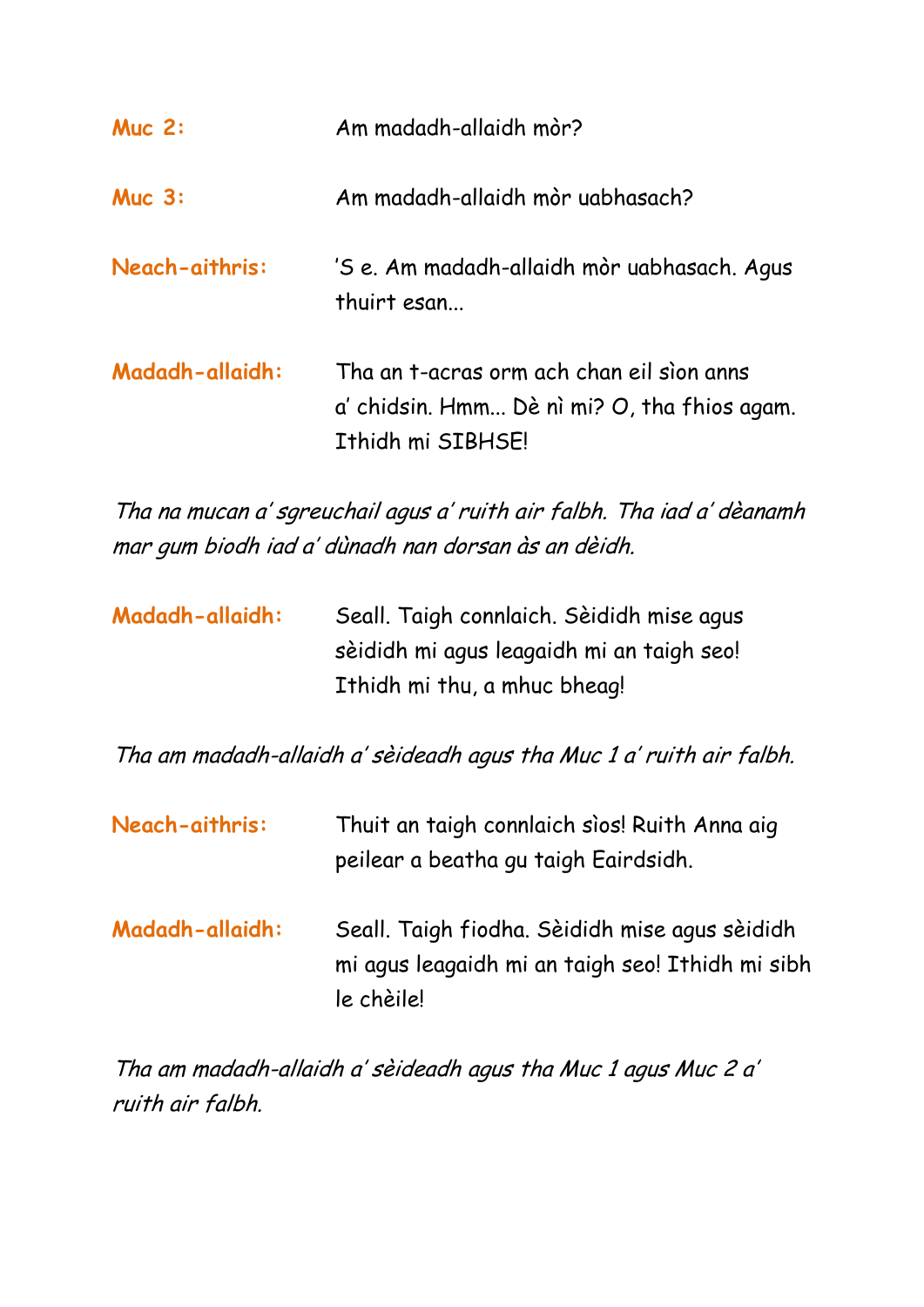**Muc 2:** Am madadh-allaidh mòr?

**Muc 3:** Am madadh-allaidh mòr uabhasach?

**Neach-aithris:** 'S e. Am madadh-allaidh mòr uabhasach. Agus thuirt esan...

**Madadh-allaidh:** Tha an t-acras orm ach chan eil sìon anns a' chidsin. Hmm... Dè nì mi? O, tha fhios agam. Ithidh mi SIBHSE!

*Tha na mucan a' sgreuchail agus a' ruith air falbh. Tha iad a' dèanamh mar gum biodh iad a' dùnadh nan dorsan às an dèidh.*

**Madadh-allaidh:** Seall. Taigh connlaich. Sèididh mise agus sèididh mi agus leagaidh mi an taigh seo! Ithidh mi thu, a mhuc bheag!

*Tha am madadh-allaidh a' sèideadh agus tha Muc 1 a' ruith air falbh.*

**Neach-aithris:** Thuit an taigh connlaich sìos! Ruith Anna aig peilear a beatha gu taigh Eairdsidh.

**Madadh-allaidh:** Seall. Taigh fiodha. Sèididh mise agus sèididh mi agus leagaidh mi an taigh seo! Ithidh mi sibh le chèile!

*Tha am madadh-allaidh a' sèideadh agus tha Muc 1 agus Muc 2 a' ruith air falbh.*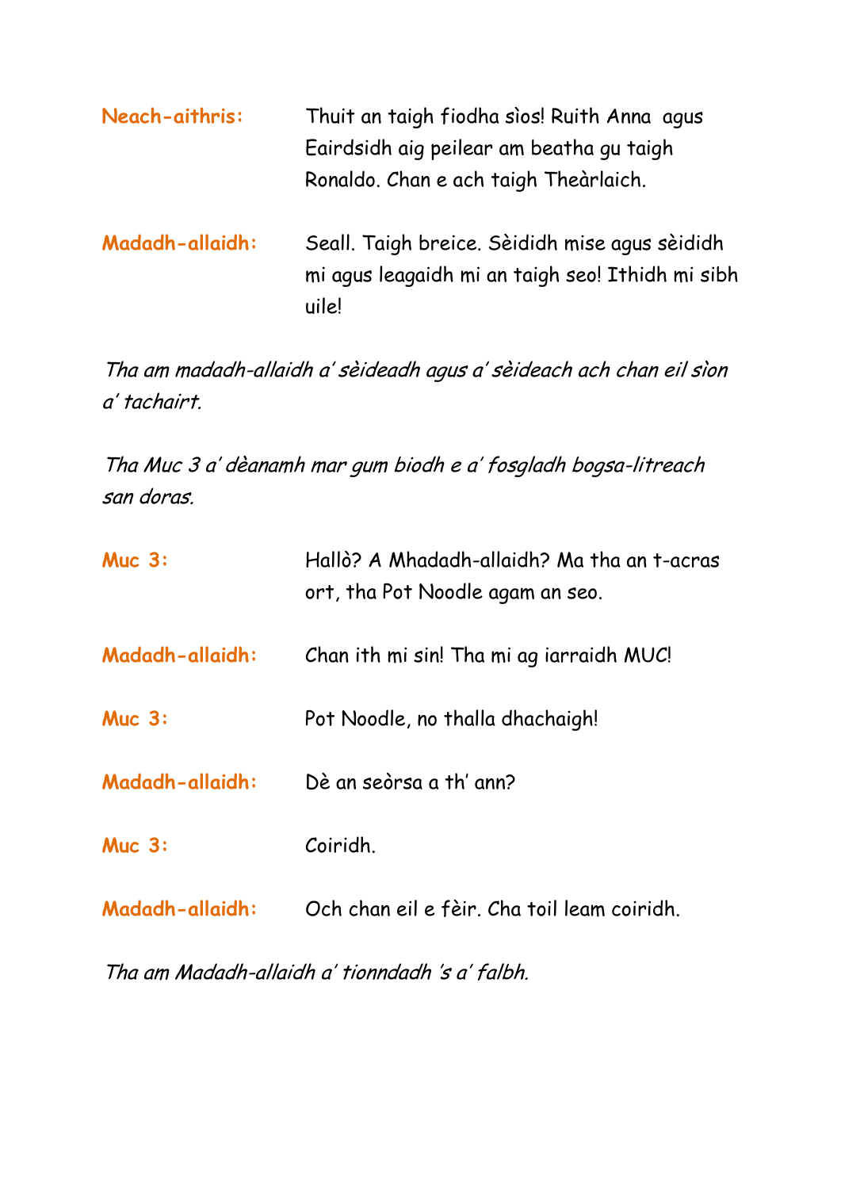**Neach-aithris:** Thuit an taigh fiodha sìos! Ruith Anna agus Eairdsidh aig peilear am beatha gu taigh Ronaldo. Chan e ach taigh Theàrlaich.

**Madadh-allaidh:** Seall. Taigh breice. Sèididh mise agus sèididh mi agus leagaidh mi an taigh seo! Ithidh mi sibh uile!

*Tha am madadh-allaidh a' sèideadh agus a' sèideach ach chan eil sìon a' tachairt.*

*Tha Muc 3 a' dèanamh mar gum biodh e a' fosgladh bogsa-litreach san doras.*

**Muc 3:** Hallò? A Mhadadh-allaidh? Ma tha an t-acras ort, tha Pot Noodle agam an seo.

**Madadh-allaidh:** Chan ith mi sin! Tha mi ag iarraidh MUC!

**Muc 3:** Pot Noodle, no thalla dhachaigh!

**Madadh-allaidh:** Dè an seòrsa a th' ann?

**Muc 3:** Coiridh.

**Madadh-allaidh:** Och chan eil e fèir. Cha toil leam coiridh.

*Tha am Madadh-allaidh a' tionndadh 's a' falbh.*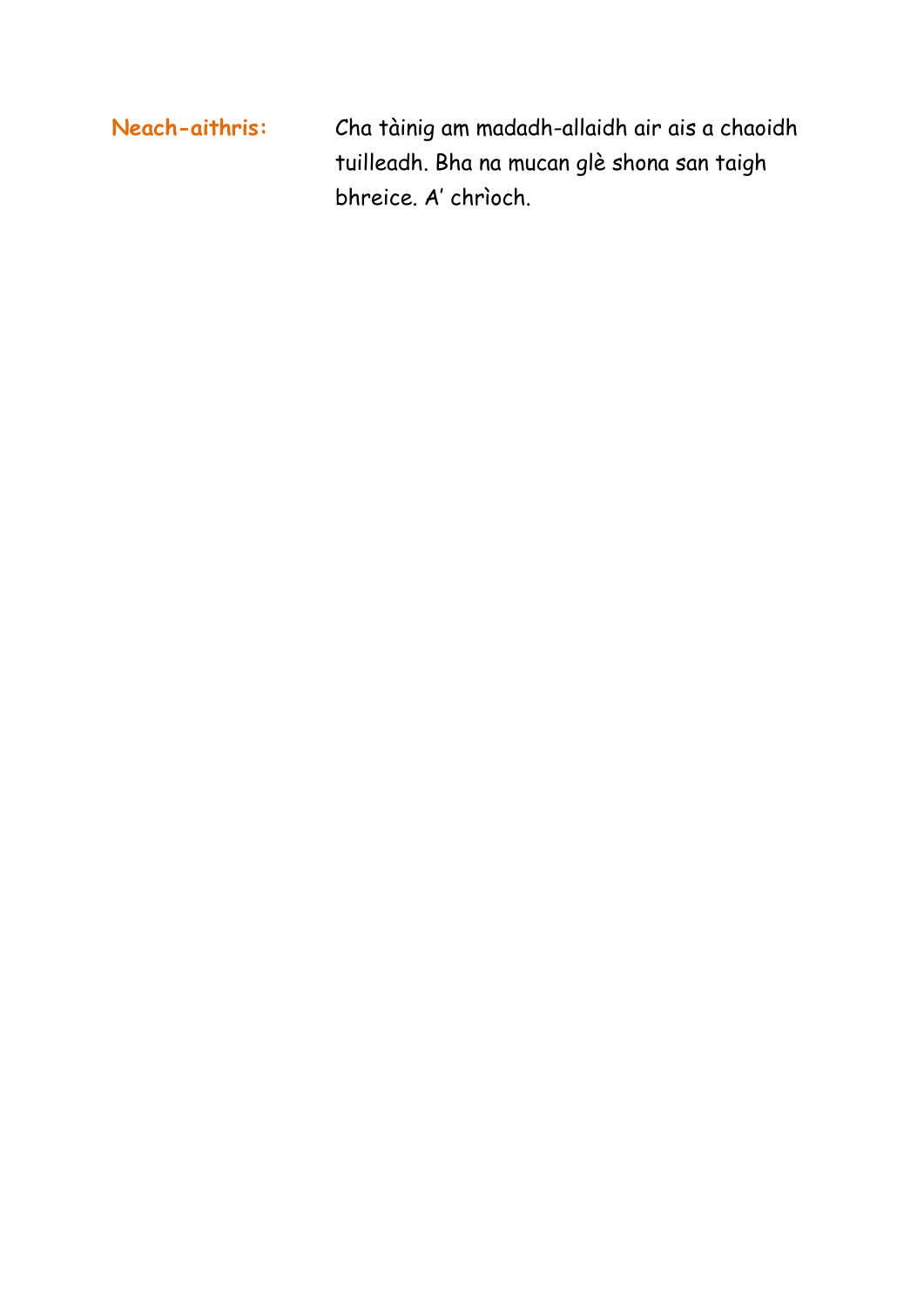**Neach-aithris:** Cha tàinig am madadh-allaidh air ais a chaoidh tuilleadh. Bha na mucan glè shona san taigh bhreice. A' chrìoch.